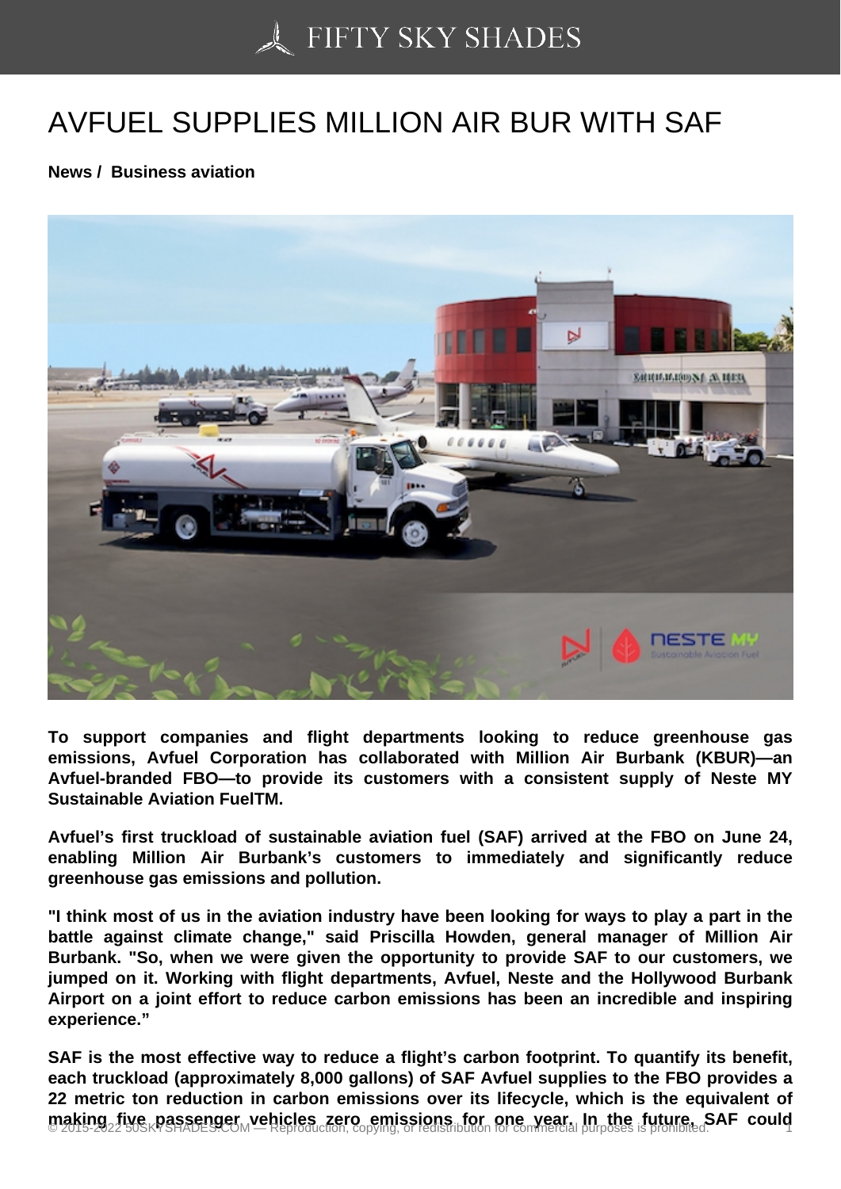# AVFUEL SUPPLIES MILLION AIR BUR WITH SAF

**News / Business aviation**

**To support companies and flight departments looking to reduce greenhouse gas emissions, Avfuel Corporation has collaborated with Million Air Burbank (KBUR)—an Avfuel-branded FBO—to provide its customers with a consistent supply of Neste MY Sustainable Aviation FuelTM.**

**Avfuel's first truckload of sustainable aviation fuel (SAF) arrived at the FBO on June 24, enabling Million Air Burbank's customers to immediately and significantly reduce greenhouse gas emissions and pollution.**

**"I think most of us in the aviation industry have been looking for ways to play a part in the battle against climate change," said Priscilla Howden, general manager of Million Air Burbank. "So, when we were given the opportunity to provide SAF to our customers, we jumped on it. Working with flight departments, Avfuel, Neste and the Hollywood Burbank Airport on a joint effort to reduce carbon emissions has been an incredible and inspiring experience."**

**SAF is the most effective way to reduce a flight's carbon footprint. To quantify its benefit, each truckload (approximately 8,000 gallons) of SAF Avfuel supplies to the FBO provides a 22 metric ton reduction in carbon emissions over its lifecycle, which is the equivalent of making five passenger vehicles zero emissions for one year. In the future, SAF could**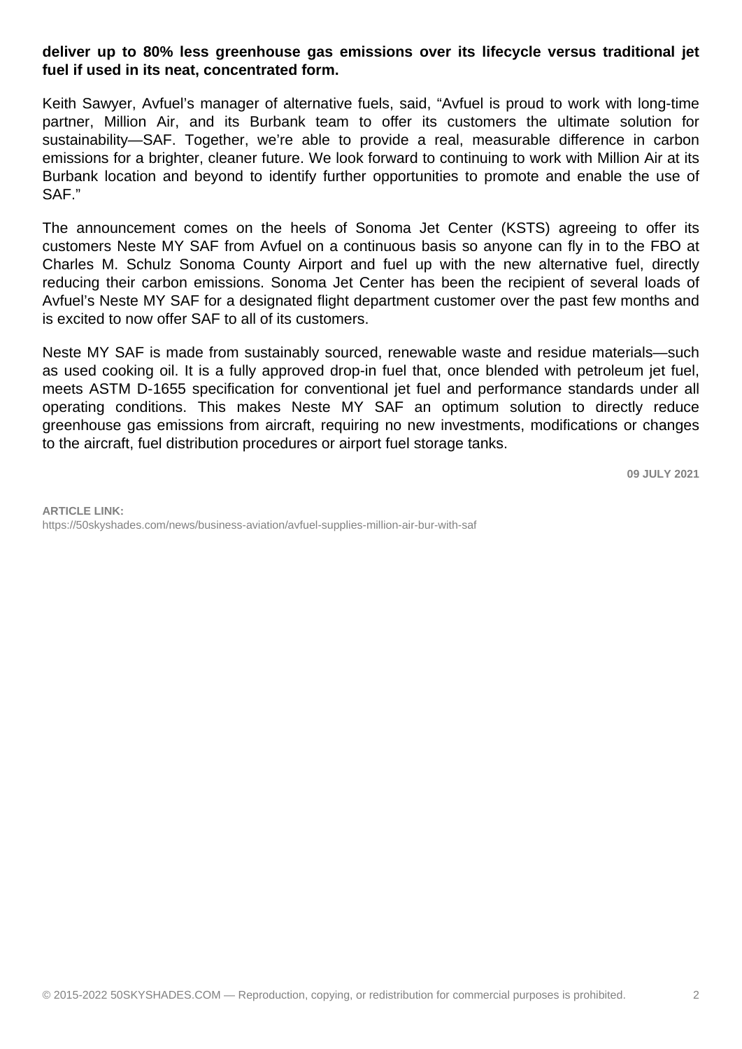**deliver up to 80% less greenhouse gas emissions over its lifecycle versus traditional jet fuel if used in its neat, concentrated form.**

Keith Sawyer, Avfuel's manager of alternative fuels, said, "Avfuel is proud to work with long-time partner, Million Air, and its Burbank team to offer its customers the ultimate solution for sustainability—SAF. Together, we're able to provide a real, measurable difference in carbon emissions for a brighter, cleaner future. We look forward to continuing to work with Million Air at its Burbank location and beyond to identify further opportunities to promote and enable the use of SAF."

The announcement comes on the heels of Sonoma Jet Center (KSTS) agreeing to offer its customers Neste MY SAF from Avfuel on a continuous basis so anyone can fly in to the FBO at Charles M. Schulz Sonoma County Airport and fuel up with the new alternative fuel, directly reducing their carbon emissions. Sonoma Jet Center has been the recipient of several loads of Avfuel's Neste MY SAF for a designated flight department customer over the past few months and is excited to now offer SAF to all of its customers.

Neste MY SAF is made from sustainably sourced, renewable waste and residue materials—such as used cooking oil. It is a fully approved drop-in fuel that, once blended with petroleum jet fuel, meets ASTM D-1655 specification for conventional jet fuel and performance standards under all operating conditions. This makes Neste MY SAF an optimum solution to directly reduce greenhouse gas emissions from aircraft, requiring no new investments, modifications or changes to the aircraft, fuel distribution procedures or airport fuel storage tanks.

**09 JULY 2021**

**ARTICLE LINK:**
https://50skyshades.com/news/business-aviation/avfuel-supplies-million-air-bur-with-saf